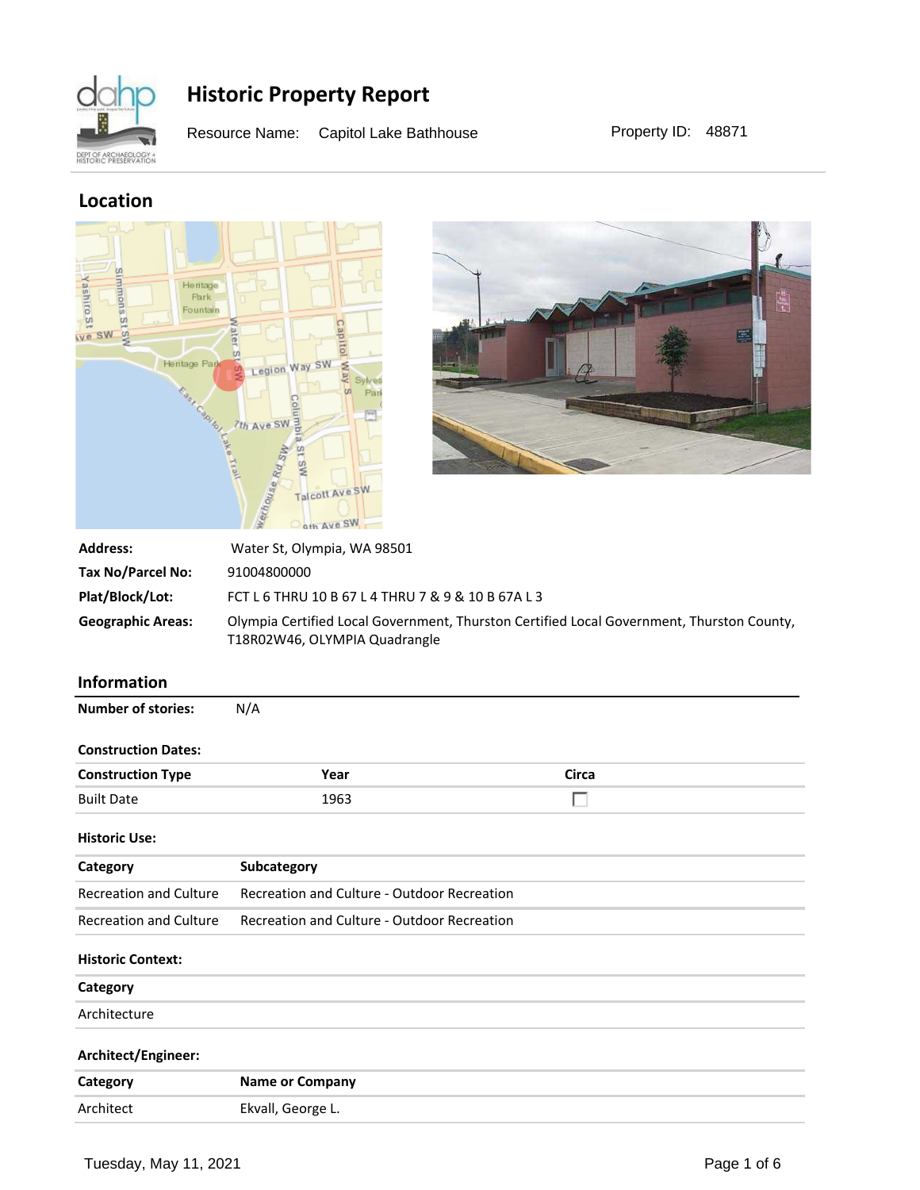# Historic Property Report

Resource Name: Capitol Lake Bathhouse

Property ID: 48871

## Location

**Address:** Water St, Olympia, WA 98501

**Tax No/Parcel No:** 91004800000

**Plat/Block/Lot:** FCT L 6 THRU 10 B 67 L 4 THRU 7 & 9 & 10 B 67A L 3

**Geographic Areas:** Olympia Certified Local Government, Thurston Certified Local Government, Thurston County, T18R02W46, OLYMPIA Quadrangle

## Information

**Number of stories:** N/A

**Construction Dates:**

| Construction Type | Year | Circa |
|---|---|---|
| Built Date | 1963 | ☐ |

**Historic Use:**

| Category | Subcategory |
|---|---|
| Recreation and Culture | Recreation and Culture - Outdoor Recreation |
| Recreation and Culture | Recreation and Culture - Outdoor Recreation |

**Historic Context:**

| Category |
|---|
| Architecture |

**Architect/Engineer:**

| Category | Name or Company |
|---|---|
| Architect | Ekvall, George L. |

Tuesday, May 11, 2021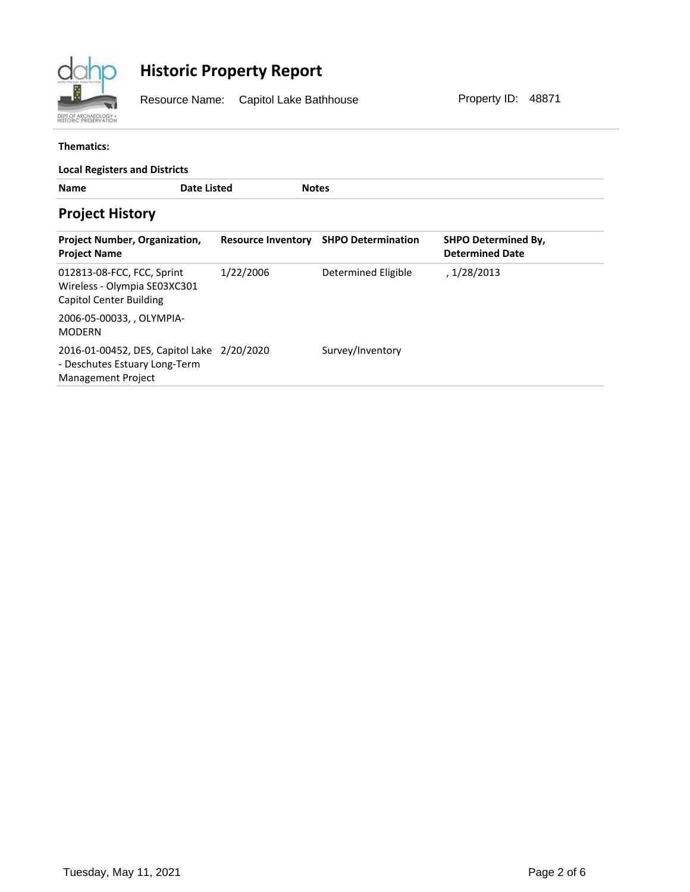# Historic Property Report

Resource Name: Capitol Lake Bathhouse

Property ID: 48871

**Thematics:**

**Local Registers and Districts**

| Name | Date Listed | Notes |
|---|---|---|

## Project History

| Project Number, Organization, Project Name | Resource Inventory | SHPO Determination | SHPO Determined By, Determined Date |
|---|---|---|---|
| 012813-08-FCC, FCC, Sprint Wireless - Olympia SE03XC301 Capitol Center Building | 1/22/2006 | Determined Eligible | , 1/28/2013 |
| 2006-05-00033, , OLYMPIA-MODERN | | | |
| 2016-01-00452, DES, Capitol Lake - Deschutes Estuary Long-Term Management Project | 2/20/2020 | Survey/Inventory | |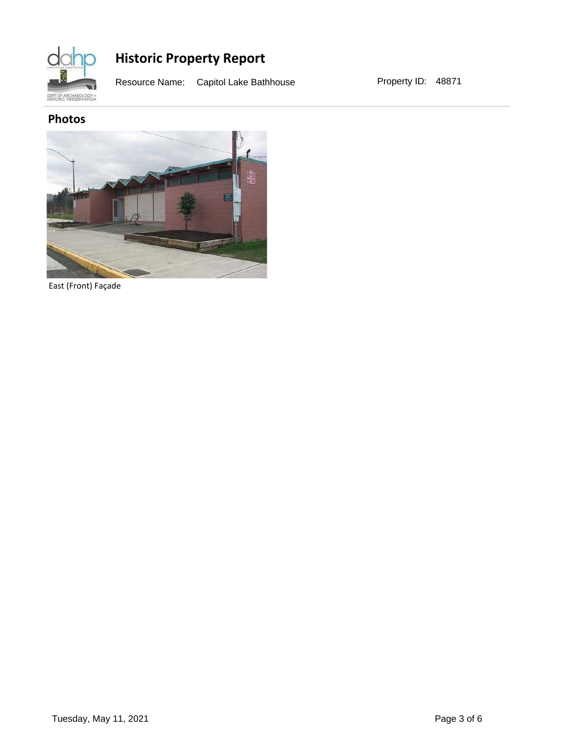# Historic Property Report

Resource Name: Capitol Lake Bathhouse

Property ID: 48871

## Photos

East (Front) Façade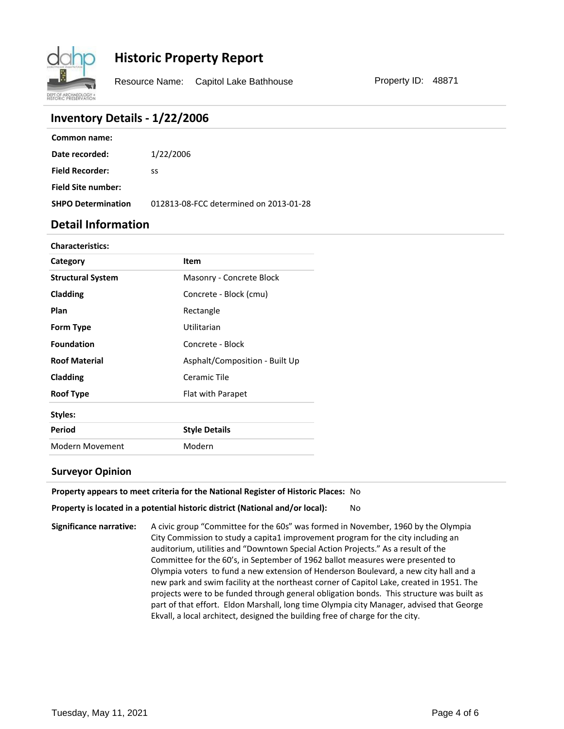# Historic Property Report

Resource Name: Capitol Lake Bathhouse Property ID: 48871

## Inventory Details - 1/22/2006

**Common name:**

**Date recorded:** 1/22/2006

**Field Recorder:** ss

**Field Site number:**

**SHPO Determination** 012813-08-FCC determined on 2013-01-28

## Detail Information

**Characteristics:**

| Category | Item |
|---|---|
| **Structural System** | Masonry - Concrete Block |
| **Cladding** | Concrete - Block (cmu) |
| **Plan** | Rectangle |
| **Form Type** | Utilitarian |
| **Foundation** | Concrete - Block |
| **Roof Material** | Asphalt/Composition - Built Up |
| **Cladding** | Ceramic Tile |
| **Roof Type** | Flat with Parapet |

**Styles:**

| Period | Style Details |
|---|---|
| Modern Movement | Modern |

### Surveyor Opinion

**Property appears to meet criteria for the National Register of Historic Places:** No

**Property is located in a potential historic district (National and/or local):** No

**Significance narrative:** A civic group "Committee for the 60s" was formed in November, 1960 by the Olympia City Commission to study a capita1 improvement program for the city including an auditorium, utilities and "Downtown Special Action Projects." As a result of the Committee for the 60's, in September of 1962 ballot measures were presented to Olympia voters to fund a new extension of Henderson Boulevard, a new city hall and a new park and swim facility at the northeast corner of Capitol Lake, created in 1951. The projects were to be funded through general obligation bonds. This structure was built as part of that effort. Eldon Marshall, long time Olympia city Manager, advised that George Ekvall, a local architect, designed the building free of charge for the city.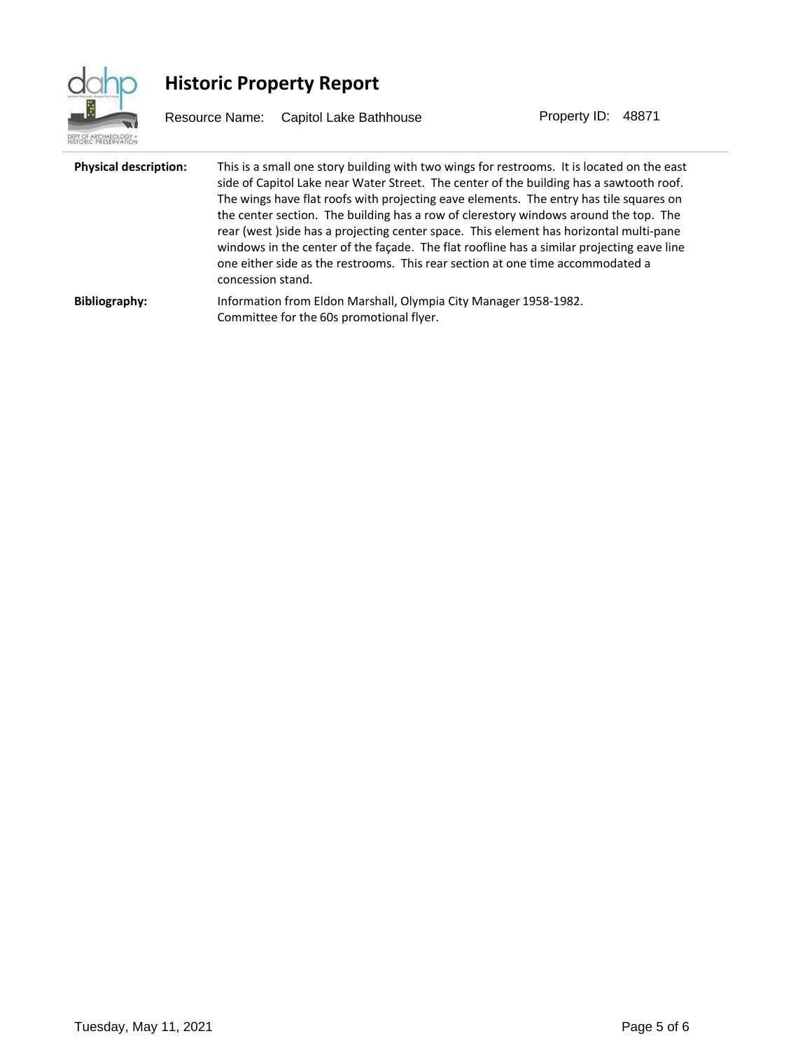# Historic Property Report

Resource Name: Capitol Lake Bathhouse

Property ID: 48871

**Physical description:** This is a small one story building with two wings for restrooms. It is located on the east side of Capitol Lake near Water Street. The center of the building has a sawtooth roof. The wings have flat roofs with projecting eave elements. The entry has tile squares on the center section. The building has a row of clerestory windows around the top. The rear (west )side has a projecting center space. This element has horizontal multi-pane windows in the center of the façade. The flat roofline has a similar projecting eave line one either side as the restrooms. This rear section at one time accommodated a concession stand.

**Bibliography:** Information from Eldon Marshall, Olympia City Manager 1958-1982.
Committee for the 60s promotional flyer.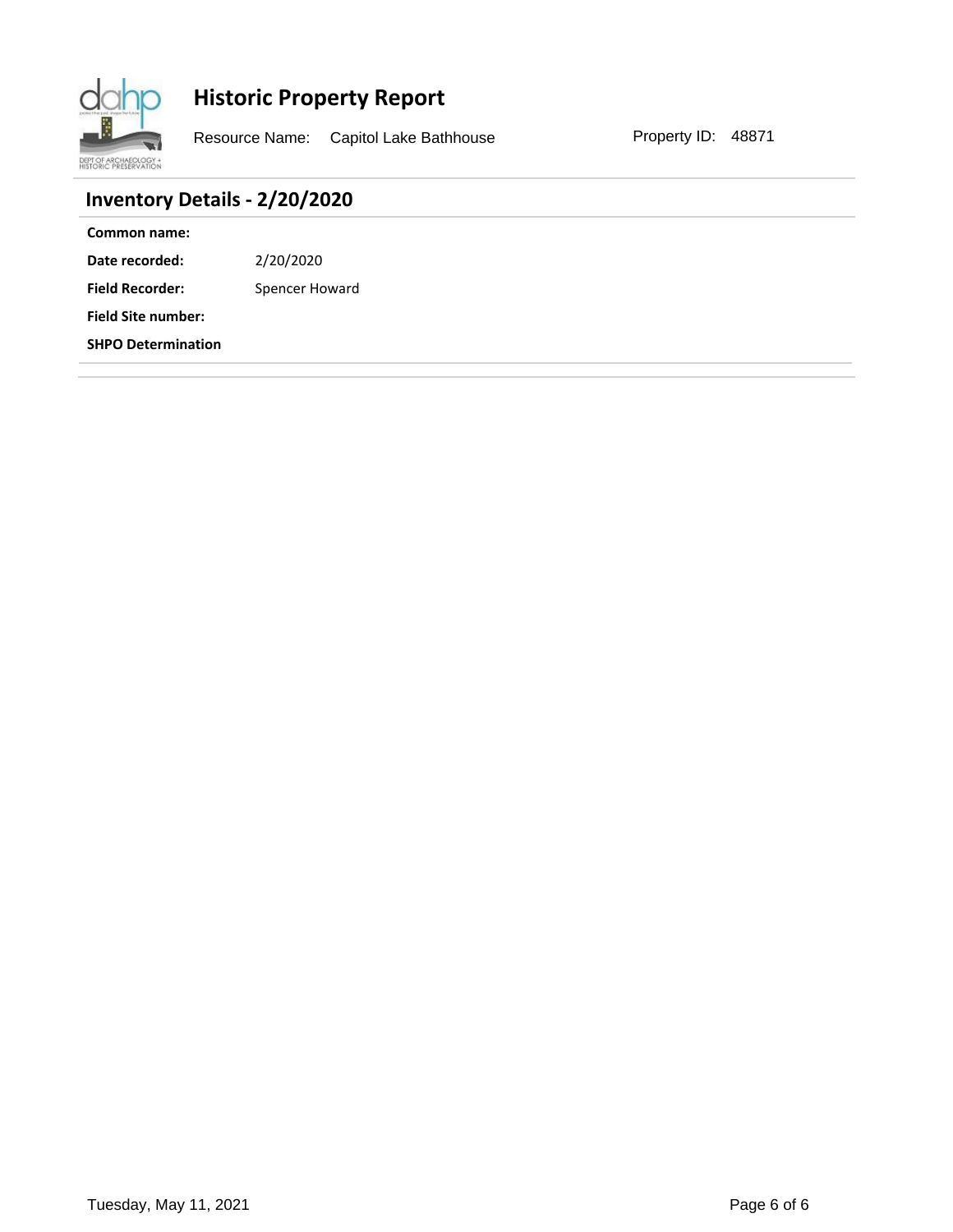# Historic Property Report

Resource Name: Capitol Lake Bathhouse

Property ID: 48871

## Inventory Details - 2/20/2020

| | |
|---|---|
| **Common name:** | |
| **Date recorded:** | 2/20/2020 |
| **Field Recorder:** | Spencer Howard |
| **Field Site number:** | |
| **SHPO Determination** | |